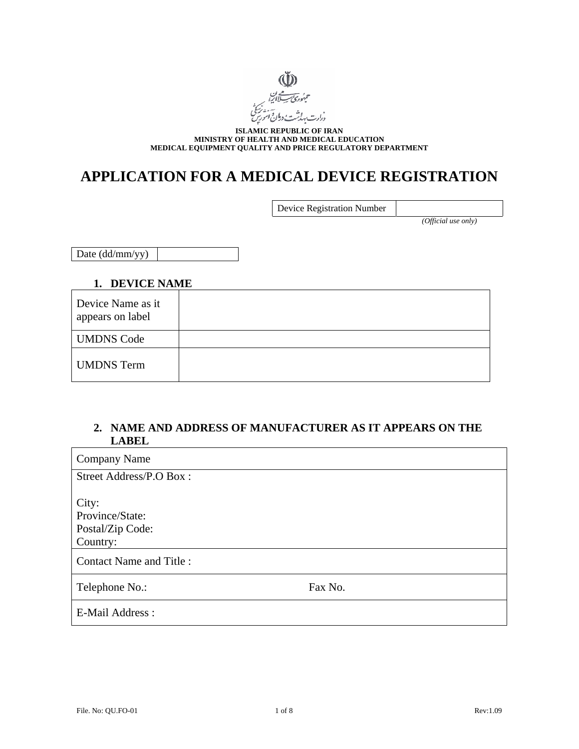جمهوری اسلامی ایران
وزارت بهداشت، درمان و آموزش پزشکی

**ISLAMIC REPUBLIC OF IRAN**
**MINISTRY OF HEALTH AND MEDICAL EDUCATION**
**MEDICAL EQUIPMENT QUALITY AND PRICE REGULATORY DEPARTMENT**

# APPLICATION FOR A MEDICAL DEVICE REGISTRATION

| Device Registration Number | |
|---|---|

*(Official use only)*

| Date (dd/mm/yy) | |
|---|---|

## 1. DEVICE NAME

| Device Name as it appears on label | |
|---|---|
| UMDNS Code | |
| UMDNS Term | |

## 2. NAME AND ADDRESS OF MANUFACTURER AS IT APPEARS ON THE LABEL

| Company Name | |
|---|---|
| Street Address/P.O Box :<br><br>City:<br>Province/State:<br>Postal/Zip Code:<br>Country: | |
| Contact Name and Title : | |
| Telephone No.: | Fax No. |
| E-Mail Address : | |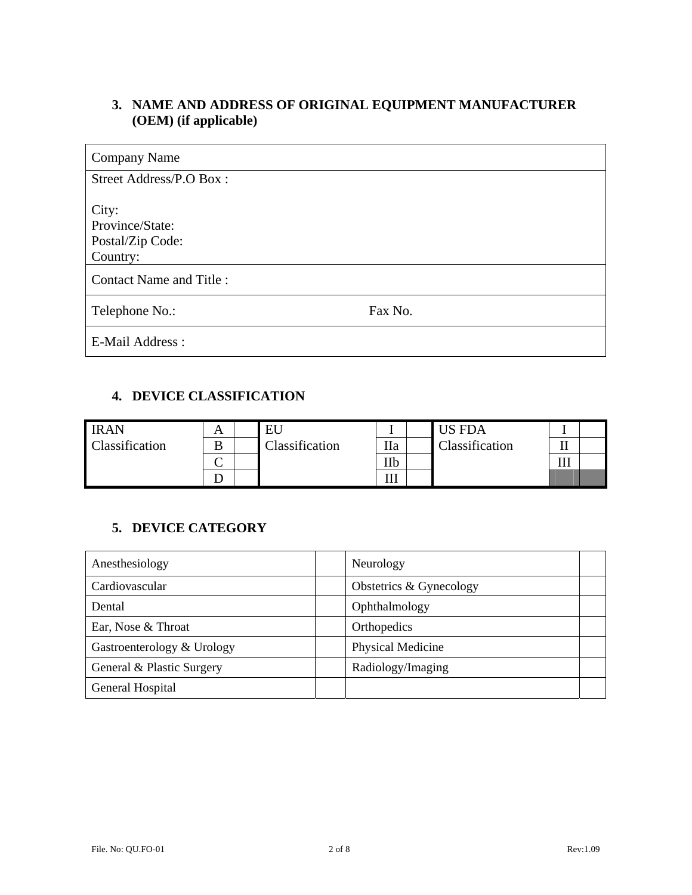## 3. NAME AND ADDRESS OF ORIGINAL EQUIPMENT MANUFACTURER (OEM) (if applicable)

| Company Name | |
|---|---|
| Street Address/P.O Box :<br><br>City:<br>Province/State:<br>Postal/Zip Code:<br>Country: | |
| Contact Name and Title : | |
| Telephone No.: | Fax No. |
| E-Mail Address : | |

## 4. DEVICE CLASSIFICATION

| IRAN Classification | A | | EU Classification | I | | US FDA Classification | I | |
|---|---|---|---|---|---|---|---|---|
| | B | | | IIa | | | II | |
| | C | | | IIb | | | III | |
| | D | | | III | | | | |

## 5. DEVICE CATEGORY

| Anesthesiology | | Neurology | |
|---|---|---|---|
| Cardiovascular | | Obstetrics & Gynecology | |
| Dental | | Ophthalmology | |
| Ear, Nose & Throat | | Orthopedics | |
| Gastroenterology & Urology | | Physical Medicine | |
| General & Plastic Surgery | | Radiology/Imaging | |
| General Hospital | | | |

File. No: QU.FO-01 Rev:1.09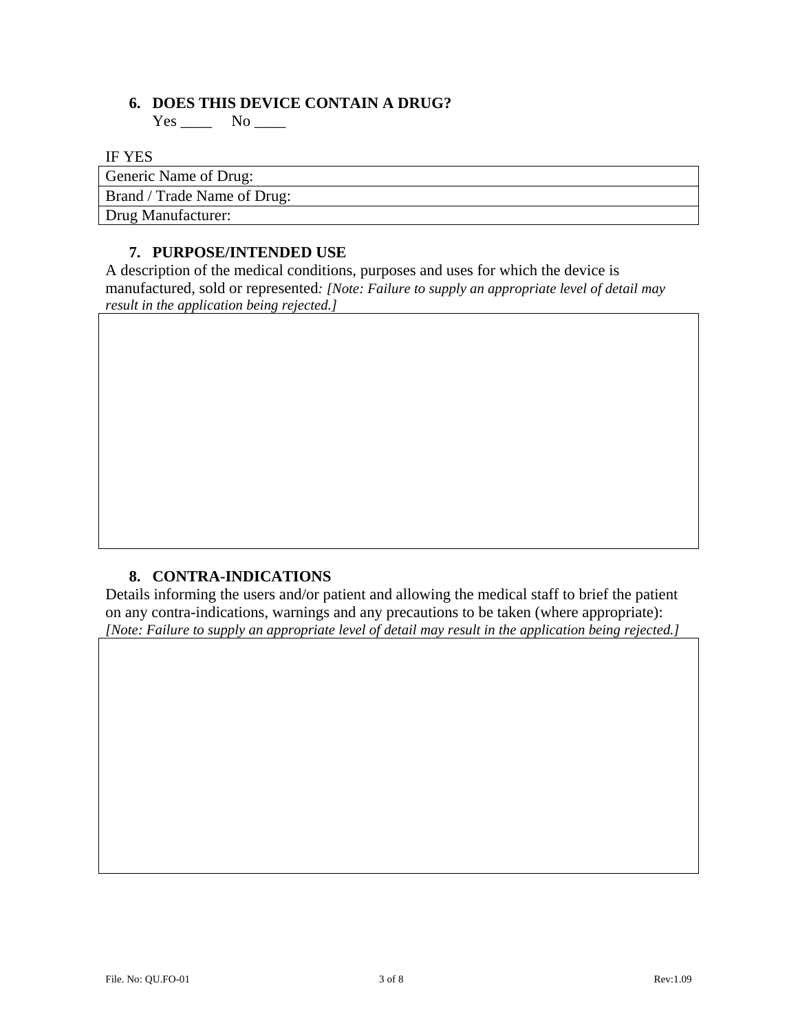### 6. DOES THIS DEVICE CONTAIN A DRUG?

Yes ____ No ____

IF YES

| Generic Name of Drug: |
|---|
| Brand / Trade Name of Drug: |
| Drug Manufacturer: |

### 7. PURPOSE/INTENDED USE

A description of the medical conditions, purposes and uses for which the device is manufactured, sold or represented*: [Note: Failure to supply an appropriate level of detail may result in the application being rejected.]*

### 8. CONTRA-INDICATIONS

Details informing the users and/or patient and allowing the medical staff to brief the patient on any contra-indications, warnings and any precautions to be taken (where appropriate):
*[Note: Failure to supply an appropriate level of detail may result in the application being rejected.]*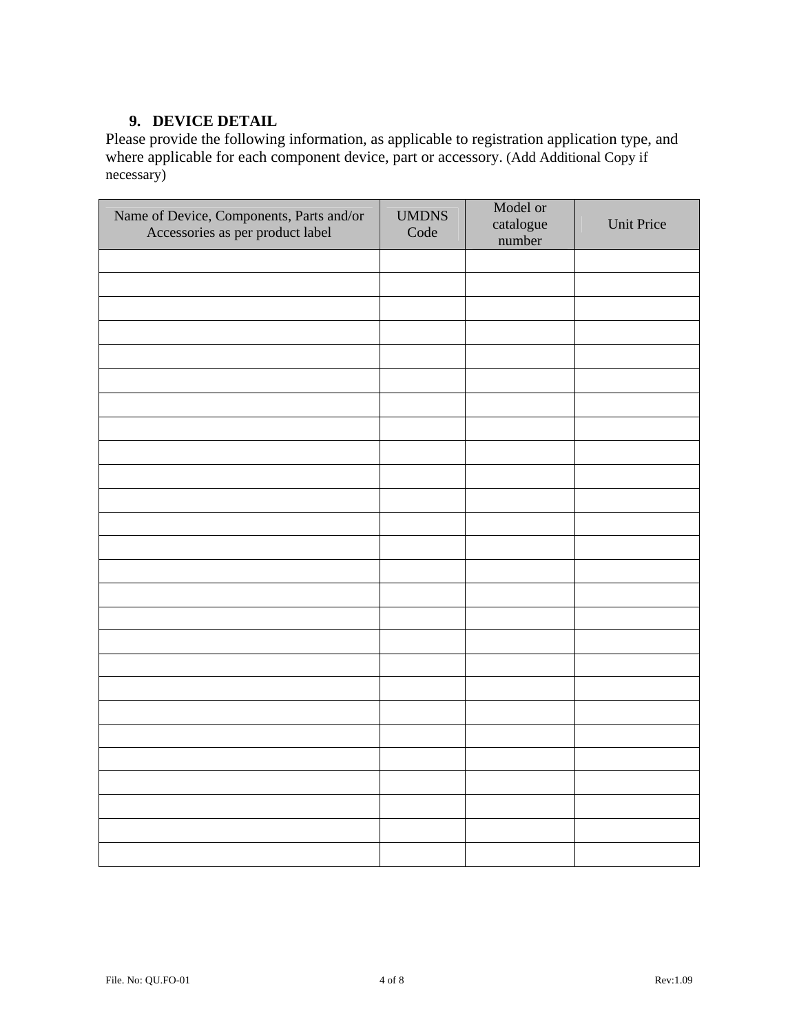### 9. DEVICE DETAIL

Please provide the following information, as applicable to registration application type, and where applicable for each component device, part or accessory. (Add Additional Copy if necessary)

| Name of Device, Components, Parts and/or Accessories as per product label | UMDNS Code | Model or catalogue number | Unit Price |
|---|---|---|---|
| | | | |
| | | | |
| | | | |
| | | | |
| | | | |
| | | | |
| | | | |
| | | | |
| | | | |
| | | | |
| | | | |
| | | | |
| | | | |
| | | | |
| | | | |
| | | | |
| | | | |
| | | | |
| | | | |
| | | | |
| | | | |
| | | | |
| | | | |
| | | | |
| | | | |
| | | | |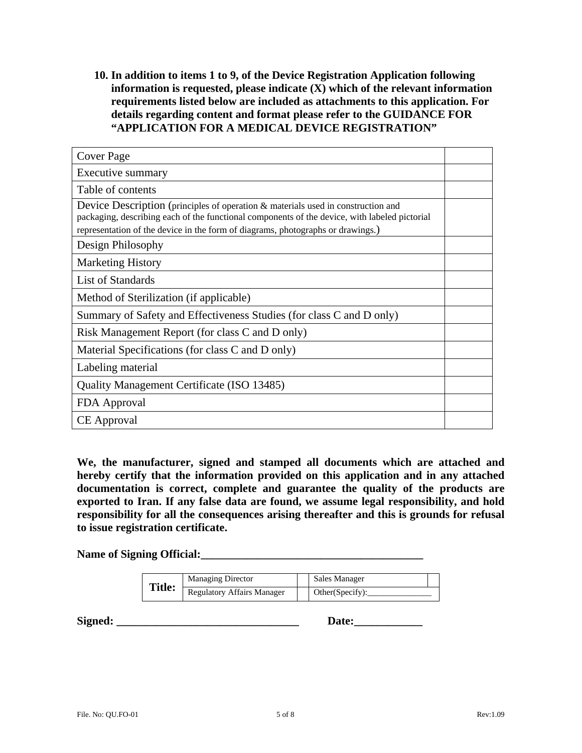**10. In addition to items 1 to 9, of the Device Registration Application following information is requested, please indicate (X) which of the relevant information requirements listed below are included as attachments to this application. For details regarding content and format please refer to the GUIDANCE FOR "APPLICATION FOR A MEDICAL DEVICE REGISTRATION"**

| | |
|---|---|
| Cover Page | |
| Executive summary | |
| Table of contents | |
| Device Description (principles of operation & materials used in construction and packaging, describing each of the functional components of the device, with labeled pictorial representation of the device in the form of diagrams, photographs or drawings.) | |
| Design Philosophy | |
| Marketing History | |
| List of Standards | |
| Method of Sterilization (if applicable) | |
| Summary of Safety and Effectiveness Studies (for class C and D only) | |
| Risk Management Report (for class C and D only) | |
| Material Specifications (for class C and D only) | |
| Labeling material | |
| Quality Management Certificate (ISO 13485) | |
| FDA Approval | |
| CE Approval | |

**We, the manufacturer, signed and stamped all documents which are attached and hereby certify that the information provided on this application and in any attached documentation is correct, complete and guarantee the quality of the products are exported to Iran. If any false data are found, we assume legal responsibility, and hold responsibility for all the consequences arising thereafter and this is grounds for refusal to issue registration certificate.**

**Name of Signing Official:**_______________________________________

| **Title:** | Managing Director | | Sales Manager | |
|---|---|---|---|---|
| | Regulatory Affairs Manager | | Other(Specify):_______________ | |

**Signed:** ________________________________ **Date:**____________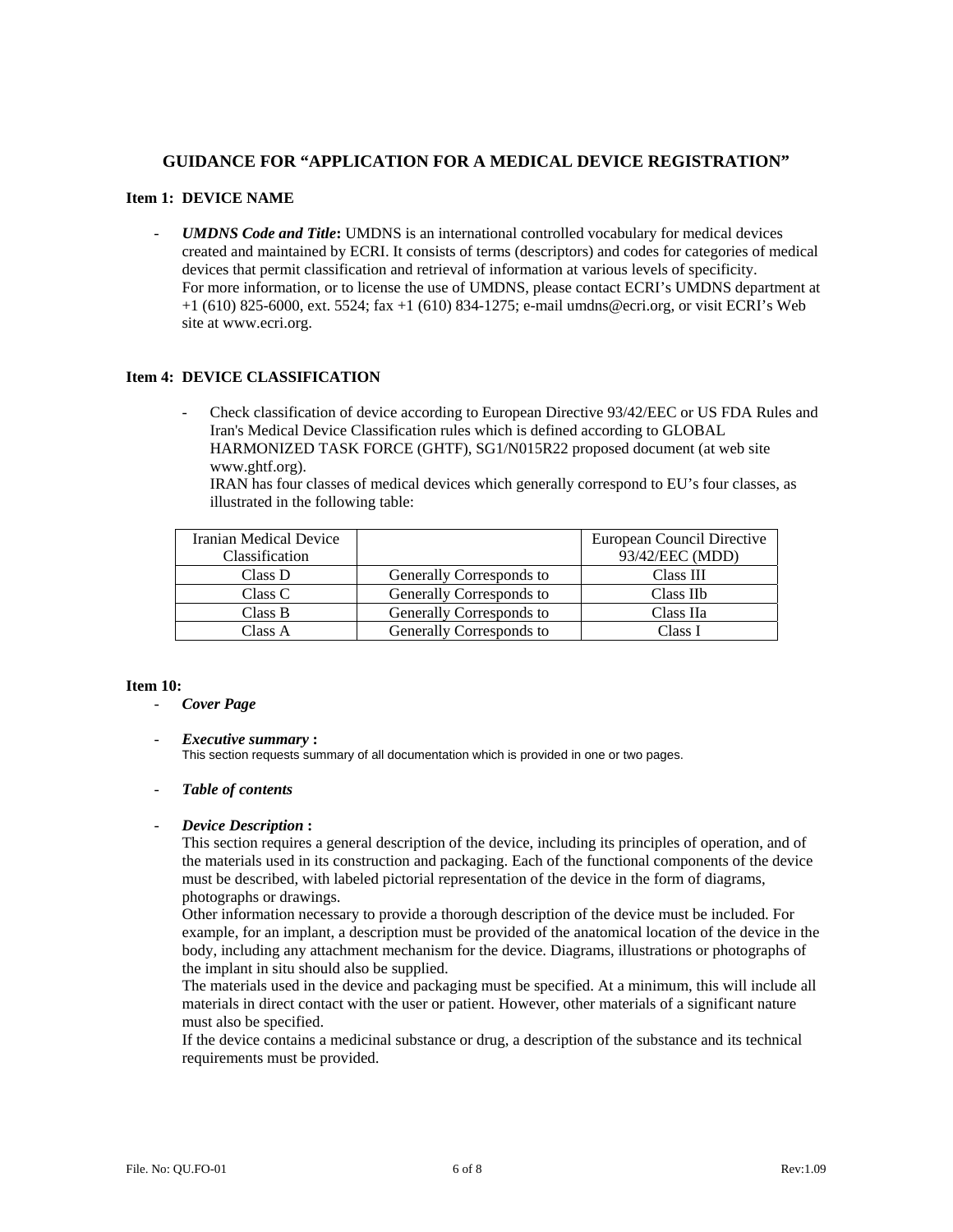## GUIDANCE FOR "APPLICATION FOR A MEDICAL DEVICE REGISTRATION"

### Item 1: DEVICE NAME

- ***UMDNS Code and Title*:** UMDNS is an international controlled vocabulary for medical devices created and maintained by ECRI. It consists of terms (descriptors) and codes for categories of medical devices that permit classification and retrieval of information at various levels of specificity. For more information, or to license the use of UMDNS, please contact ECRI's UMDNS department at +1 (610) 825-6000, ext. 5524; fax +1 (610) 834-1275; e-mail umdns@ecri.org, or visit ECRI's Web site at www.ecri.org.

### Item 4: DEVICE CLASSIFICATION

- Check classification of device according to European Directive 93/42/EEC or US FDA Rules and Iran's Medical Device Classification rules which is defined according to GLOBAL HARMONIZED TASK FORCE (GHTF), SG1/N015R22 proposed document (at web site www.ghtf.org).
  IRAN has four classes of medical devices which generally correspond to EU's four classes, as illustrated in the following table:

| Iranian Medical Device Classification | | European Council Directive 93/42/EEC (MDD) |
|---|---|---|
| Class D | Generally Corresponds to | Class III |
| Class C | Generally Corresponds to | Class IIb |
| Class B | Generally Corresponds to | Class IIa |
| Class A | Generally Corresponds to | Class I |

### Item 10:

- ***Cover Page***

- ***Executive summary* :**
  This section requests summary of all documentation which is provided in one or two pages.

- ***Table of contents***

- ***Device Description* :**
  This section requires a general description of the device, including its principles of operation, and of the materials used in its construction and packaging. Each of the functional components of the device must be described, with labeled pictorial representation of the device in the form of diagrams, photographs or drawings.
  Other information necessary to provide a thorough description of the device must be included. For example, for an implant, a description must be provided of the anatomical location of the device in the body, including any attachment mechanism for the device. Diagrams, illustrations or photographs of the implant in situ should also be supplied.
  The materials used in the device and packaging must be specified. At a minimum, this will include all materials in direct contact with the user or patient. However, other materials of a significant nature must also be specified.
  If the device contains a medicinal substance or drug, a description of the substance and its technical requirements must be provided.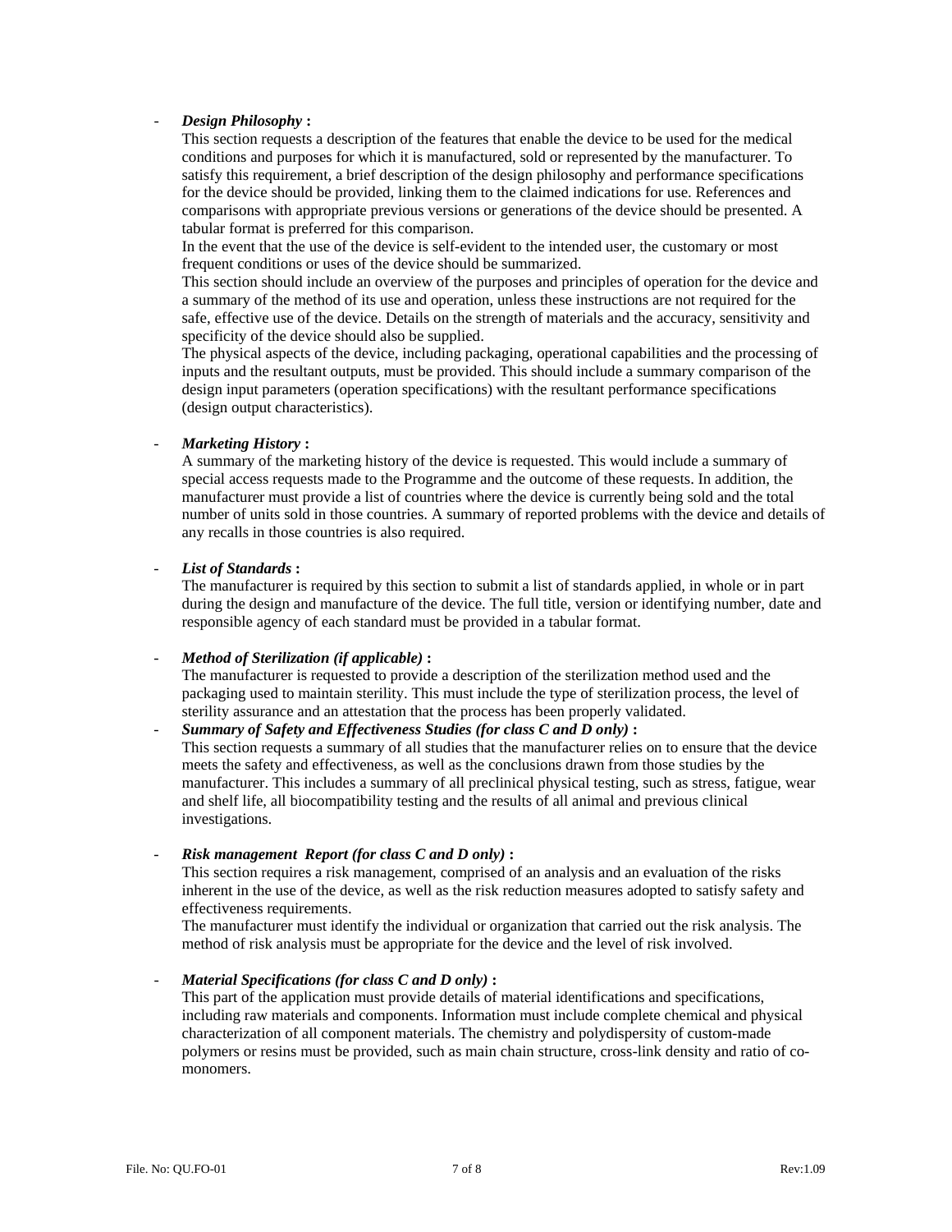- ***Design Philosophy*** **:**
  This section requests a description of the features that enable the device to be used for the medical conditions and purposes for which it is manufactured, sold or represented by the manufacturer. To satisfy this requirement, a brief description of the design philosophy and performance specifications for the device should be provided, linking them to the claimed indications for use. References and comparisons with appropriate previous versions or generations of the device should be presented. A tabular format is preferred for this comparison.
  In the event that the use of the device is self-evident to the intended user, the customary or most frequent conditions or uses of the device should be summarized.
  This section should include an overview of the purposes and principles of operation for the device and a summary of the method of its use and operation, unless these instructions are not required for the safe, effective use of the device. Details on the strength of materials and the accuracy, sensitivity and specificity of the device should also be supplied.
  The physical aspects of the device, including packaging, operational capabilities and the processing of inputs and the resultant outputs, must be provided. This should include a summary comparison of the design input parameters (operation specifications) with the resultant performance specifications (design output characteristics).

- ***Marketing History*** **:**
  A summary of the marketing history of the device is requested. This would include a summary of special access requests made to the Programme and the outcome of these requests. In addition, the manufacturer must provide a list of countries where the device is currently being sold and the total number of units sold in those countries. A summary of reported problems with the device and details of any recalls in those countries is also required.

- ***List of Standards*** **:**
  The manufacturer is required by this section to submit a list of standards applied, in whole or in part during the design and manufacture of the device. The full title, version or identifying number, date and responsible agency of each standard must be provided in a tabular format.

- ***Method of Sterilization (if applicable)*** **:**
  The manufacturer is requested to provide a description of the sterilization method used and the packaging used to maintain sterility. This must include the type of sterilization process, the level of sterility assurance and an attestation that the process has been properly validated.

- ***Summary of Safety and Effectiveness Studies (for class C and D only)*** **:**
  This section requests a summary of all studies that the manufacturer relies on to ensure that the device meets the safety and effectiveness, as well as the conclusions drawn from those studies by the manufacturer. This includes a summary of all preclinical physical testing, such as stress, fatigue, wear and shelf life, all biocompatibility testing and the results of all animal and previous clinical investigations.

- ***Risk management Report (for class C and D only)*** **:**
  This section requires a risk management, comprised of an analysis and an evaluation of the risks inherent in the use of the device, as well as the risk reduction measures adopted to satisfy safety and effectiveness requirements.
  The manufacturer must identify the individual or organization that carried out the risk analysis. The method of risk analysis must be appropriate for the device and the level of risk involved.

- ***Material Specifications (for class C and D only)*** **:**
  This part of the application must provide details of material identifications and specifications, including raw materials and components. Information must include complete chemical and physical characterization of all component materials. The chemistry and polydispersity of custom-made polymers or resins must be provided, such as main chain structure, cross-link density and ratio of co-monomers.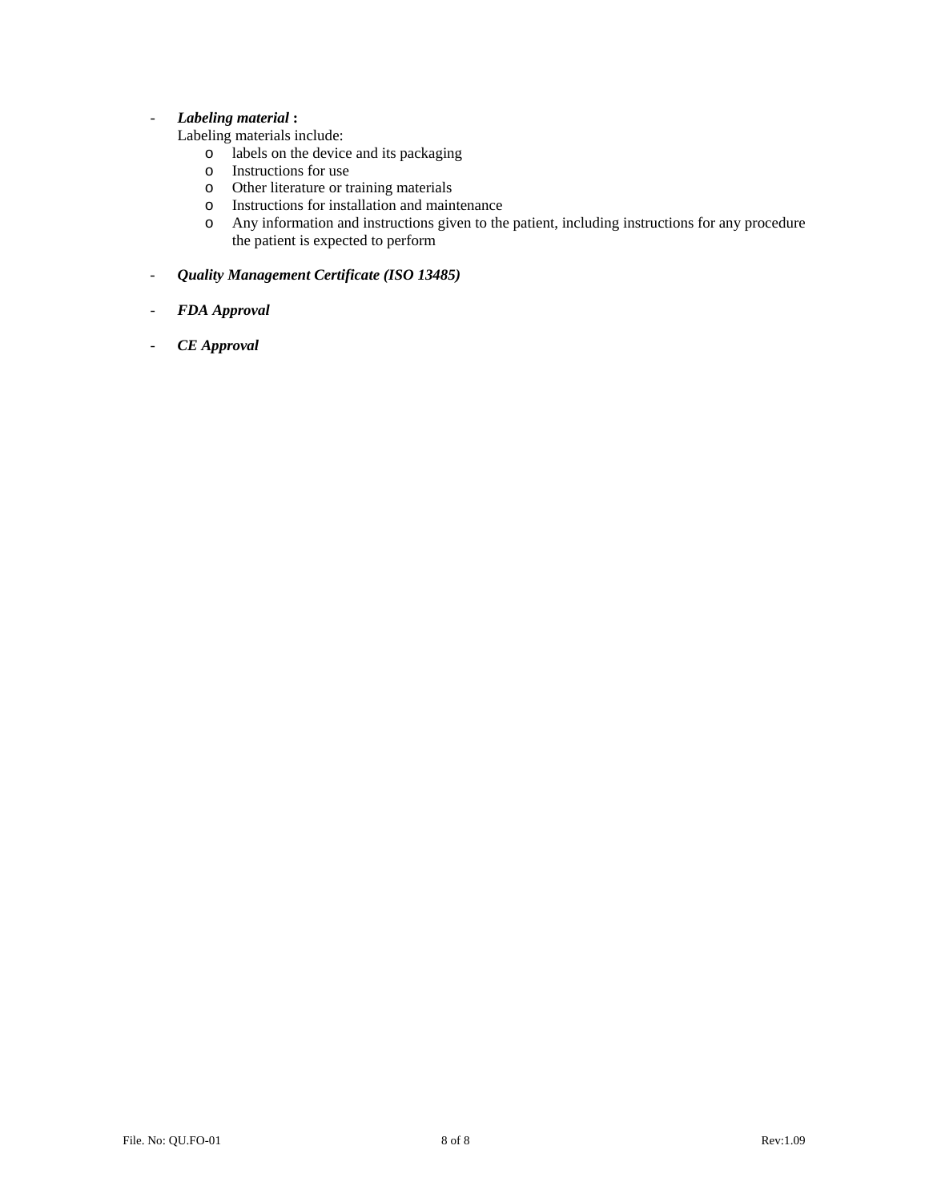- ***Labeling material*** **:**
  Labeling materials include:
  - labels on the device and its packaging
  - Instructions for use
  - Other literature or training materials
  - Instructions for installation and maintenance
  - Any information and instructions given to the patient, including instructions for any procedure the patient is expected to perform

- ***Quality Management Certificate (ISO 13485)***

- ***FDA Approval***

- ***CE Approval***